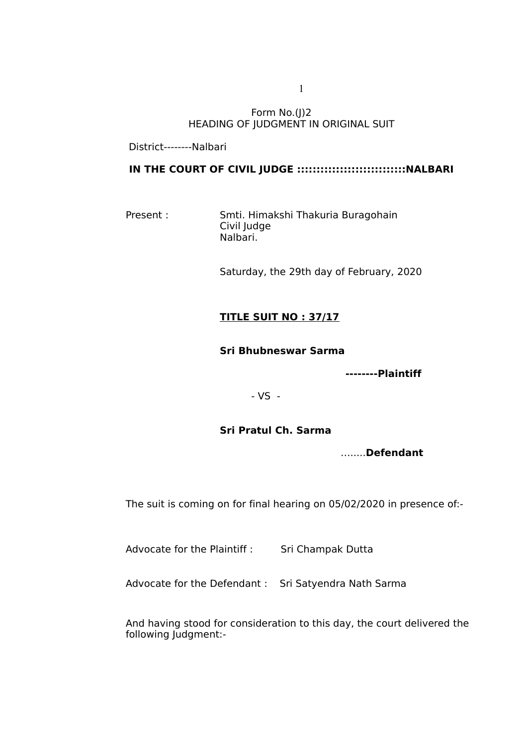Form No.(J)2
HEADING OF JUDGMENT IN ORIGINAL SUIT

District--------Nalbari

**IN THE COURT OF CIVIL JUDGE ::::::::::::::::::::::::::NALBARI**

Present : Smti. Himakshi Thakuria Buragohain
Civil Judge
Nalbari.

Saturday, the 29th day of February, 2020

**TITLE SUIT NO : 37/17**

**Sri Bhubneswar Sarma**

**--------Plaintiff**

- VS -

**Sri Pratul Ch. Sarma**

........**Defendant**

The suit is coming on for final hearing on 05/02/2020 in presence of:-

Advocate for the Plaintiff : Sri Champak Dutta

Advocate for the Defendant : Sri Satyendra Nath Sarma

And having stood for consideration to this day, the court delivered the following Judgment:-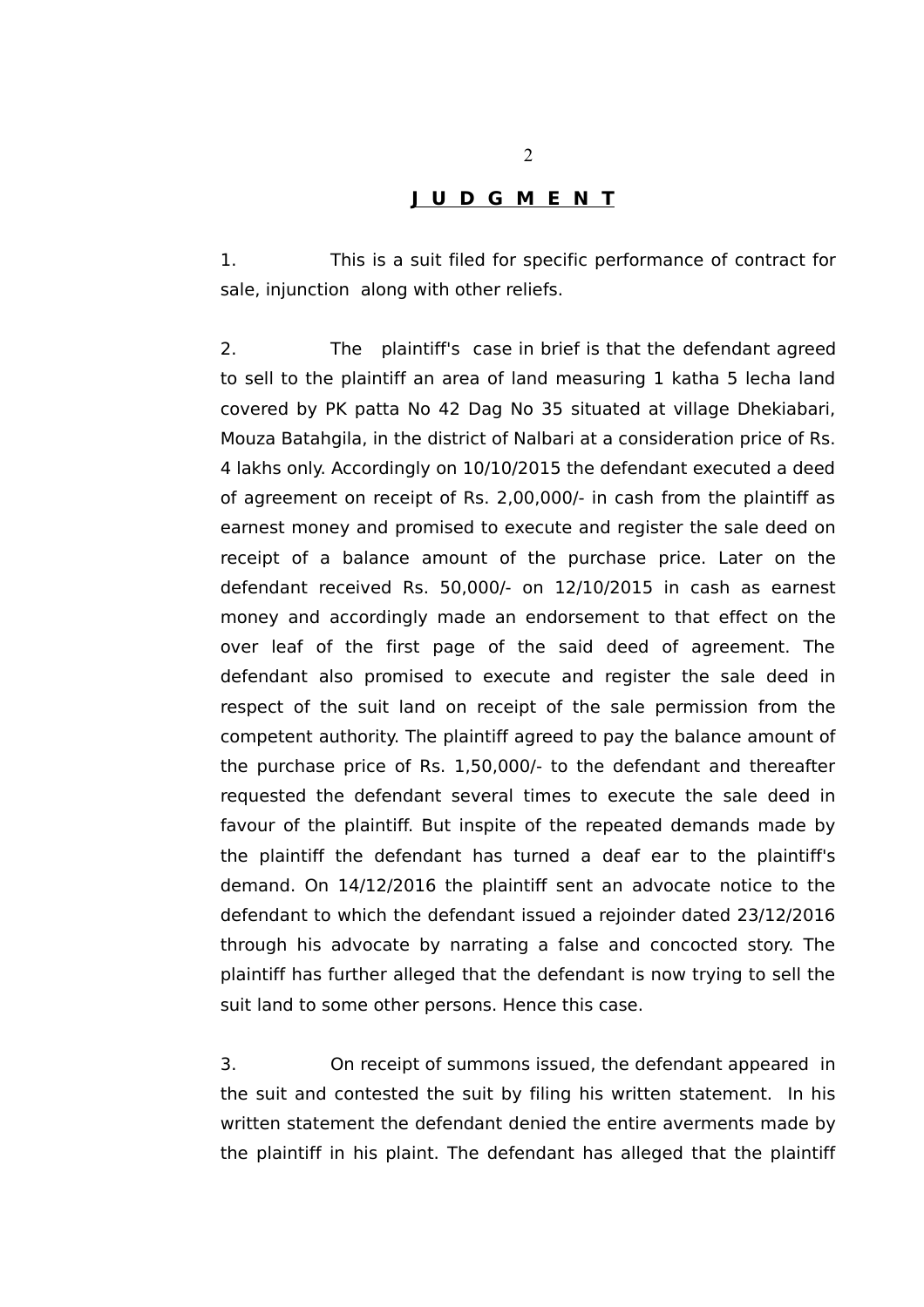# J U D G M E N T

1. This is a suit filed for specific performance of contract for sale, injunction along with other reliefs.

2. The plaintiff's case in brief is that the defendant agreed to sell to the plaintiff an area of land measuring 1 katha 5 lecha land covered by PK patta No 42 Dag No 35 situated at village Dhekiabari, Mouza Batahgila, in the district of Nalbari at a consideration price of Rs. 4 lakhs only. Accordingly on 10/10/2015 the defendant executed a deed of agreement on receipt of Rs. 2,00,000/- in cash from the plaintiff as earnest money and promised to execute and register the sale deed on receipt of a balance amount of the purchase price. Later on the defendant received Rs. 50,000/- on 12/10/2015 in cash as earnest money and accordingly made an endorsement to that effect on the over leaf of the first page of the said deed of agreement. The defendant also promised to execute and register the sale deed in respect of the suit land on receipt of the sale permission from the competent authority. The plaintiff agreed to pay the balance amount of the purchase price of Rs. 1,50,000/- to the defendant and thereafter requested the defendant several times to execute the sale deed in favour of the plaintiff. But inspite of the repeated demands made by the plaintiff the defendant has turned a deaf ear to the plaintiff's demand. On 14/12/2016 the plaintiff sent an advocate notice to the defendant to which the defendant issued a rejoinder dated 23/12/2016 through his advocate by narrating a false and concocted story. The plaintiff has further alleged that the defendant is now trying to sell the suit land to some other persons. Hence this case.

3. On receipt of summons issued, the defendant appeared in the suit and contested the suit by filing his written statement. In his written statement the defendant denied the entire averments made by the plaintiff in his plaint. The defendant has alleged that the plaintiff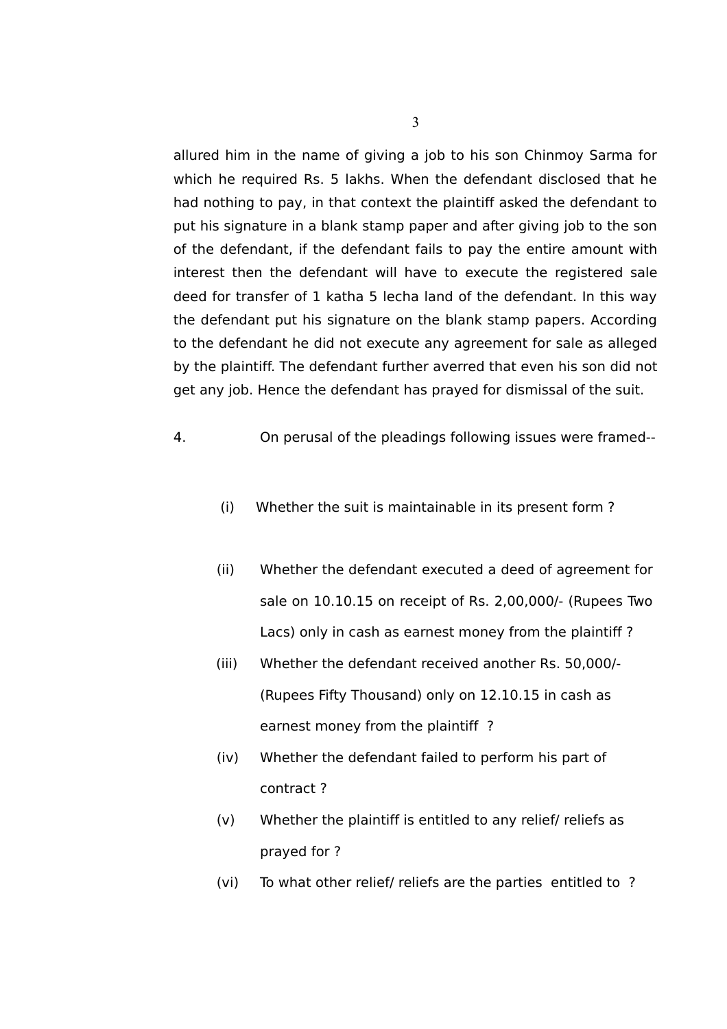allured him in the name of giving a job to his son Chinmoy Sarma for which he required Rs. 5 lakhs. When the defendant disclosed that he had nothing to pay, in that context the plaintiff asked the defendant to put his signature in a blank stamp paper and after giving job to the son of the defendant, if the defendant fails to pay the entire amount with interest then the defendant will have to execute the registered sale deed for transfer of 1 katha 5 lecha land of the defendant. In this way the defendant put his signature on the blank stamp papers. According to the defendant he did not execute any agreement for sale as alleged by the plaintiff. The defendant further averred that even his son did not get any job. Hence the defendant has prayed for dismissal of the suit.

4. On perusal of the pleadings following issues were framed--

(i) Whether the suit is maintainable in its present form ?

(ii) Whether the defendant executed a deed of agreement for sale on 10.10.15 on receipt of Rs. 2,00,000/- (Rupees Two Lacs) only in cash as earnest money from the plaintiff ?

(iii) Whether the defendant received another Rs. 50,000/- (Rupees Fifty Thousand) only on 12.10.15 in cash as earnest money from the plaintiff ?

(iv) Whether the defendant failed to perform his part of contract ?

(v) Whether the plaintiff is entitled to any relief/ reliefs as prayed for ?

(vi) To what other relief/ reliefs are the parties entitled to ?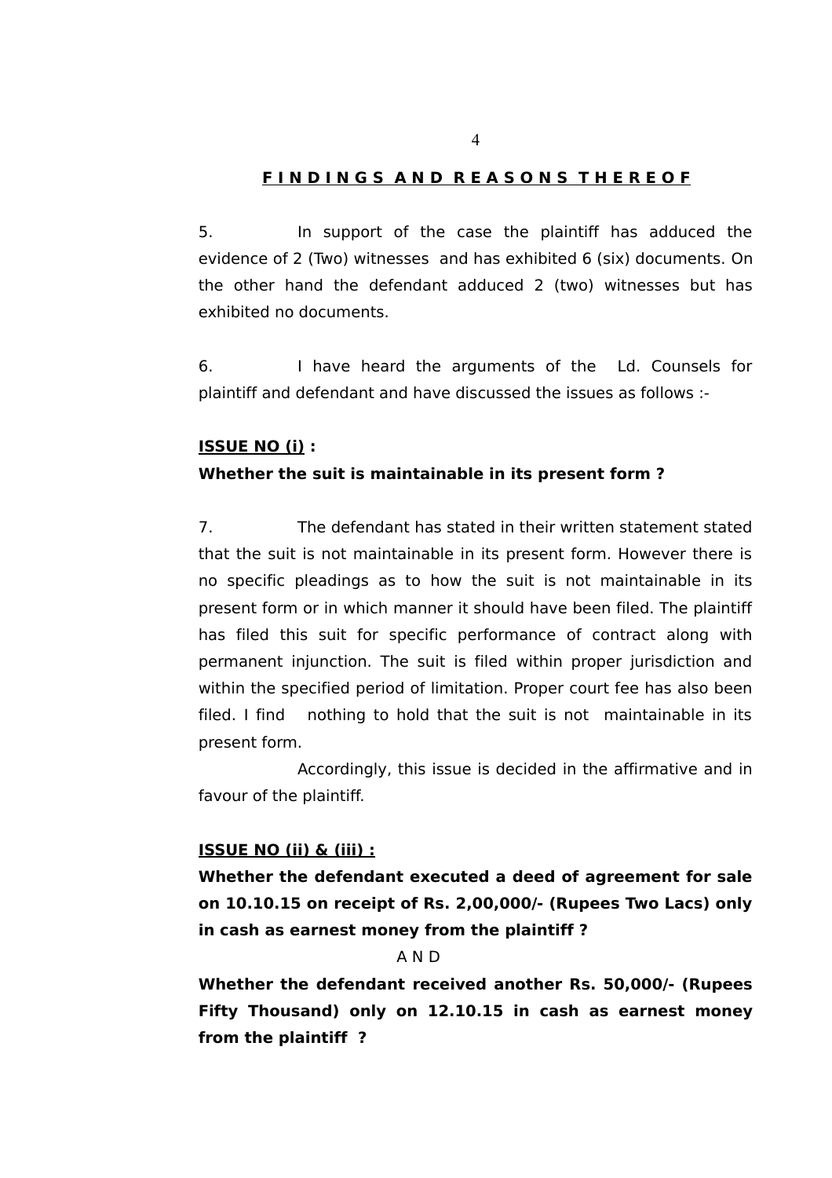## FINDINGS AND REASONS THEREOF

5. In support of the case the plaintiff has adduced the evidence of 2 (Two) witnesses and has exhibited 6 (six) documents. On the other hand the defendant adduced 2 (two) witnesses but has exhibited no documents.

6. I have heard the arguments of the Ld. Counsels for plaintiff and defendant and have discussed the issues as follows :-

**ISSUE NO (i) :**

**Whether the suit is maintainable in its present form ?**

7. The defendant has stated in their written statement stated that the suit is not maintainable in its present form. However there is no specific pleadings as to how the suit is not maintainable in its present form or in which manner it should have been filed. The plaintiff has filed this suit for specific performance of contract along with permanent injunction. The suit is filed within proper jurisdiction and within the specified period of limitation. Proper court fee has also been filed. I find nothing to hold that the suit is not maintainable in its present form.

Accordingly, this issue is decided in the affirmative and in favour of the plaintiff.

**ISSUE NO (ii) & (iii) :**

**Whether the defendant executed a deed of agreement for sale on 10.10.15 on receipt of Rs. 2,00,000/- (Rupees Two Lacs) only in cash as earnest money from the plaintiff ?**

A N D

**Whether the defendant received another Rs. 50,000/- (Rupees Fifty Thousand) only on 12.10.15 in cash as earnest money from the plaintiff ?**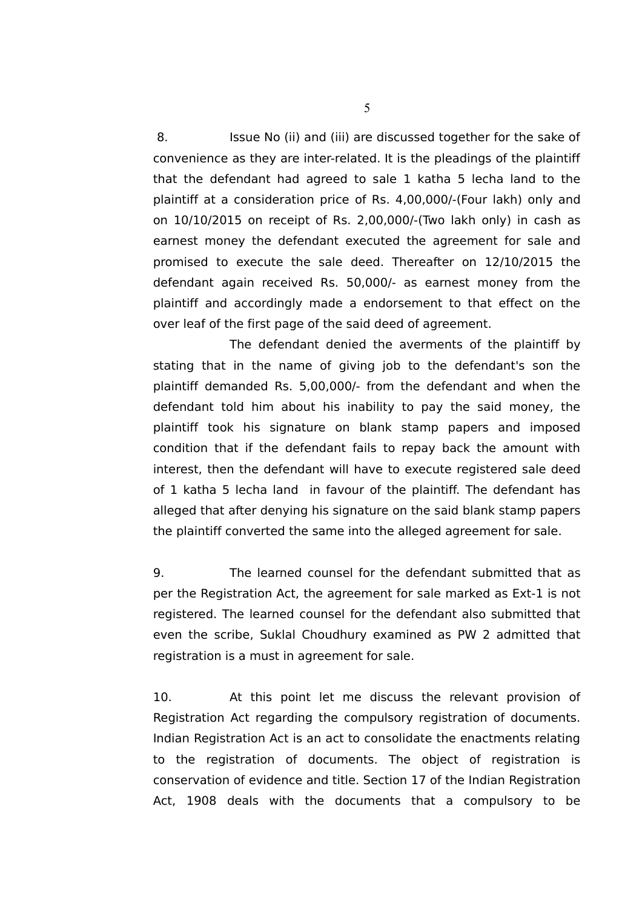8. Issue No (ii) and (iii) are discussed together for the sake of convenience as they are inter-related. It is the pleadings of the plaintiff that the defendant had agreed to sale 1 katha 5 lecha land to the plaintiff at a consideration price of Rs. 4,00,000/-(Four lakh) only and on 10/10/2015 on receipt of Rs. 2,00,000/-(Two lakh only) in cash as earnest money the defendant executed the agreement for sale and promised to execute the sale deed. Thereafter on 12/10/2015 the defendant again received Rs. 50,000/- as earnest money from the plaintiff and accordingly made a endorsement to that effect on the over leaf of the first page of the said deed of agreement.

The defendant denied the averments of the plaintiff by stating that in the name of giving job to the defendant's son the plaintiff demanded Rs. 5,00,000/- from the defendant and when the defendant told him about his inability to pay the said money, the plaintiff took his signature on blank stamp papers and imposed condition that if the defendant fails to repay back the amount with interest, then the defendant will have to execute registered sale deed of 1 katha 5 lecha land in favour of the plaintiff. The defendant has alleged that after denying his signature on the said blank stamp papers the plaintiff converted the same into the alleged agreement for sale.

9. The learned counsel for the defendant submitted that as per the Registration Act, the agreement for sale marked as Ext-1 is not registered. The learned counsel for the defendant also submitted that even the scribe, Suklal Choudhury examined as PW 2 admitted that registration is a must in agreement for sale.

10. At this point let me discuss the relevant provision of Registration Act regarding the compulsory registration of documents. Indian Registration Act is an act to consolidate the enactments relating to the registration of documents. The object of registration is conservation of evidence and title. Section 17 of the Indian Registration Act, 1908 deals with the documents that a compulsory to be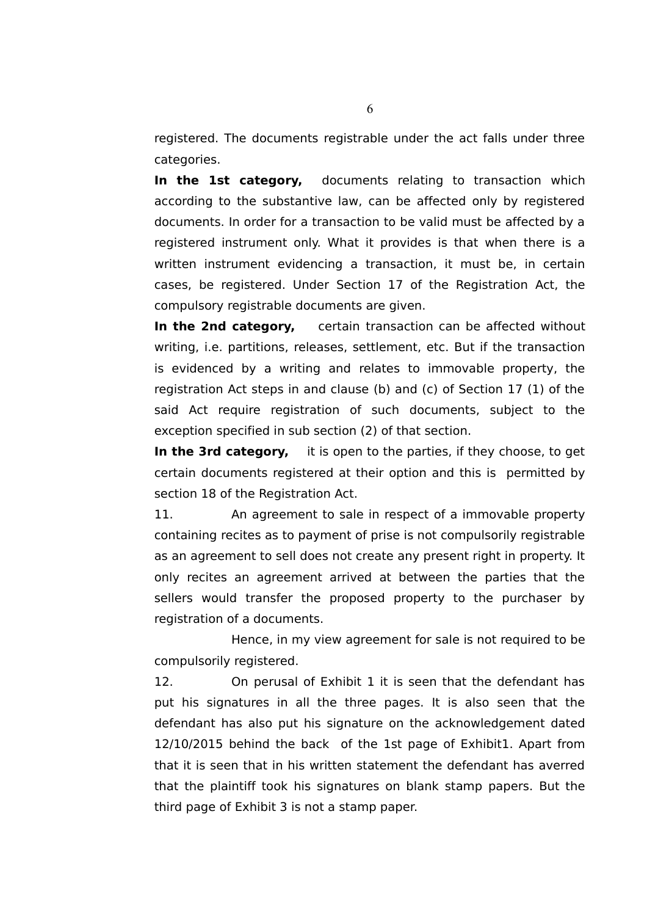registered. The documents registrable under the act falls under three categories.

**In the 1st category,** documents relating to transaction which according to the substantive law, can be affected only by registered documents. In order for a transaction to be valid must be affected by a registered instrument only. What it provides is that when there is a written instrument evidencing a transaction, it must be, in certain cases, be registered. Under Section 17 of the Registration Act, the compulsory registrable documents are given.

**In the 2nd category,** certain transaction can be affected without writing, i.e. partitions, releases, settlement, etc. But if the transaction is evidenced by a writing and relates to immovable property, the registration Act steps in and clause (b) and (c) of Section 17 (1) of the said Act require registration of such documents, subject to the exception specified in sub section (2) of that section.

**In the 3rd category,** it is open to the parties, if they choose, to get certain documents registered at their option and this is permitted by section 18 of the Registration Act.

11. An agreement to sale in respect of a immovable property containing recites as to payment of prise is not compulsorily registrable as an agreement to sell does not create any present right in property. It only recites an agreement arrived at between the parties that the sellers would transfer the proposed property to the purchaser by registration of a documents.

Hence, in my view agreement for sale is not required to be compulsorily registered.

12. On perusal of Exhibit 1 it is seen that the defendant has put his signatures in all the three pages. It is also seen that the defendant has also put his signature on the acknowledgement dated 12/10/2015 behind the back of the 1st page of Exhibit1. Apart from that it is seen that in his written statement the defendant has averred that the plaintiff took his signatures on blank stamp papers. But the third page of Exhibit 3 is not a stamp paper.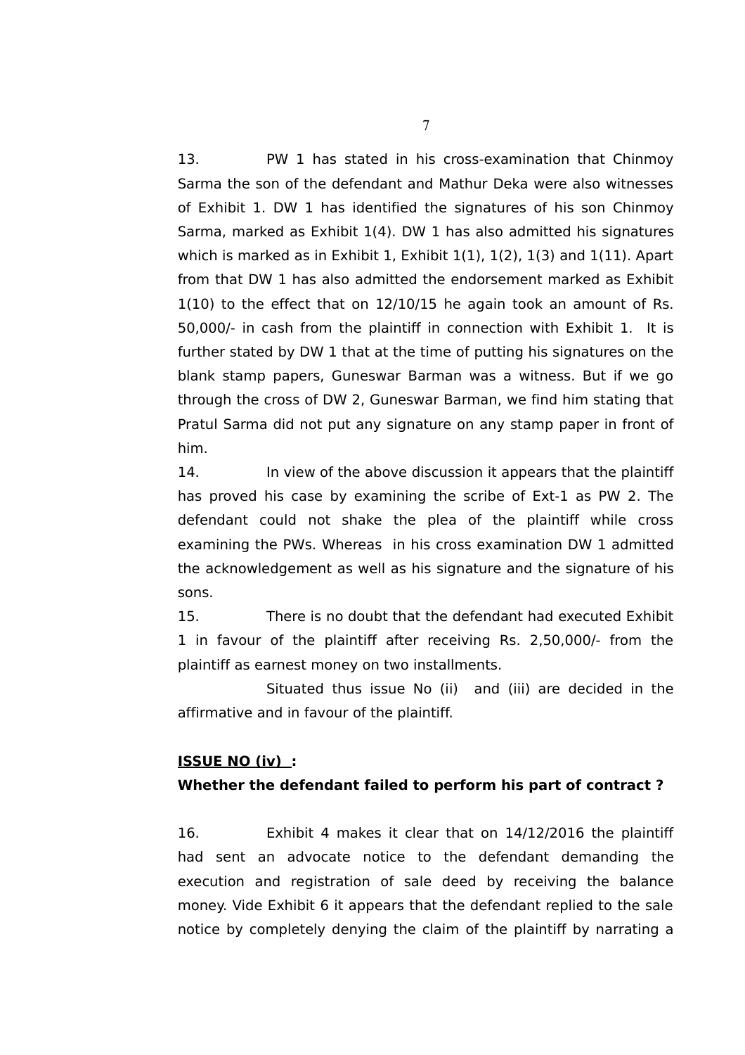13. PW 1 has stated in his cross-examination that Chinmoy Sarma the son of the defendant and Mathur Deka were also witnesses of Exhibit 1. DW 1 has identified the signatures of his son Chinmoy Sarma, marked as Exhibit 1(4). DW 1 has also admitted his signatures which is marked as in Exhibit 1, Exhibit 1(1), 1(2), 1(3) and 1(11). Apart from that DW 1 has also admitted the endorsement marked as Exhibit 1(10) to the effect that on 12/10/15 he again took an amount of Rs. 50,000/- in cash from the plaintiff in connection with Exhibit 1. It is further stated by DW 1 that at the time of putting his signatures on the blank stamp papers, Guneswar Barman was a witness. But if we go through the cross of DW 2, Guneswar Barman, we find him stating that Pratul Sarma did not put any signature on any stamp paper in front of him.

14. In view of the above discussion it appears that the plaintiff has proved his case by examining the scribe of Ext-1 as PW 2. The defendant could not shake the plea of the plaintiff while cross examining the PWs. Whereas in his cross examination DW 1 admitted the acknowledgement as well as his signature and the signature of his sons.

15. There is no doubt that the defendant had executed Exhibit 1 in favour of the plaintiff after receiving Rs. 2,50,000/- from the plaintiff as earnest money on two installments.

Situated thus issue No (ii) and (iii) are decided in the affirmative and in favour of the plaintiff.

**ISSUE NO (iv) :**

**Whether the defendant failed to perform his part of contract ?**

16. Exhibit 4 makes it clear that on 14/12/2016 the plaintiff had sent an advocate notice to the defendant demanding the execution and registration of sale deed by receiving the balance money. Vide Exhibit 6 it appears that the defendant replied to the sale notice by completely denying the claim of the plaintiff by narrating a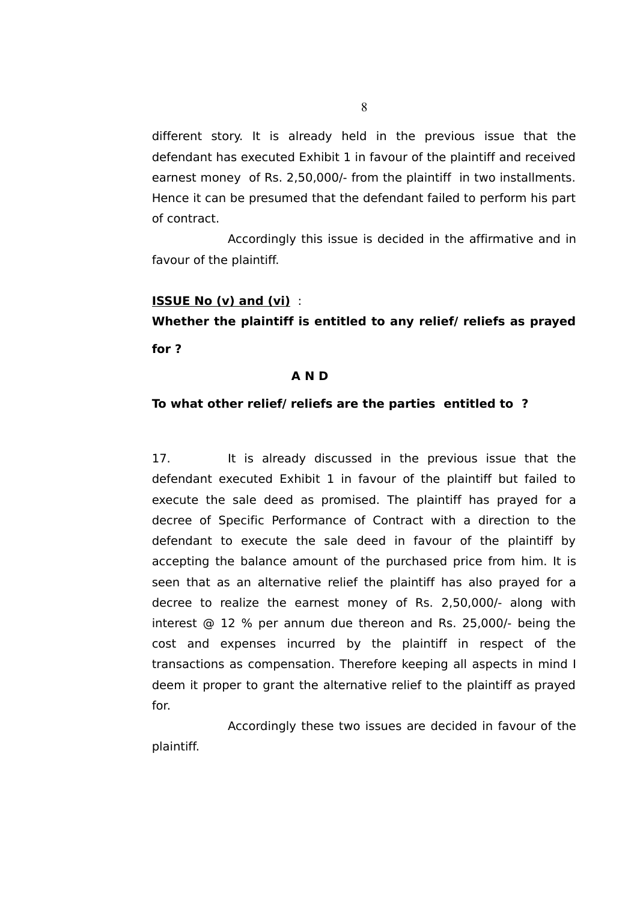different story. It is already held in the previous issue that the defendant has executed Exhibit 1 in favour of the plaintiff and received earnest money of Rs. 2,50,000/- from the plaintiff in two installments. Hence it can be presumed that the defendant failed to perform his part of contract.

Accordingly this issue is decided in the affirmative and in favour of the plaintiff.

**<u>ISSUE No (v) and (vi)</u>** :

**Whether the plaintiff is entitled to any relief/ reliefs as prayed for ?**

**A N D**

**To what other relief/ reliefs are the parties entitled to ?**

17. It is already discussed in the previous issue that the defendant executed Exhibit 1 in favour of the plaintiff but failed to execute the sale deed as promised. The plaintiff has prayed for a decree of Specific Performance of Contract with a direction to the defendant to execute the sale deed in favour of the plaintiff by accepting the balance amount of the purchased price from him. It is seen that as an alternative relief the plaintiff has also prayed for a decree to realize the earnest money of Rs. 2,50,000/- along with interest @ 12 % per annum due thereon and Rs. 25,000/- being the cost and expenses incurred by the plaintiff in respect of the transactions as compensation. Therefore keeping all aspects in mind I deem it proper to grant the alternative relief to the plaintiff as prayed for.

Accordingly these two issues are decided in favour of the plaintiff.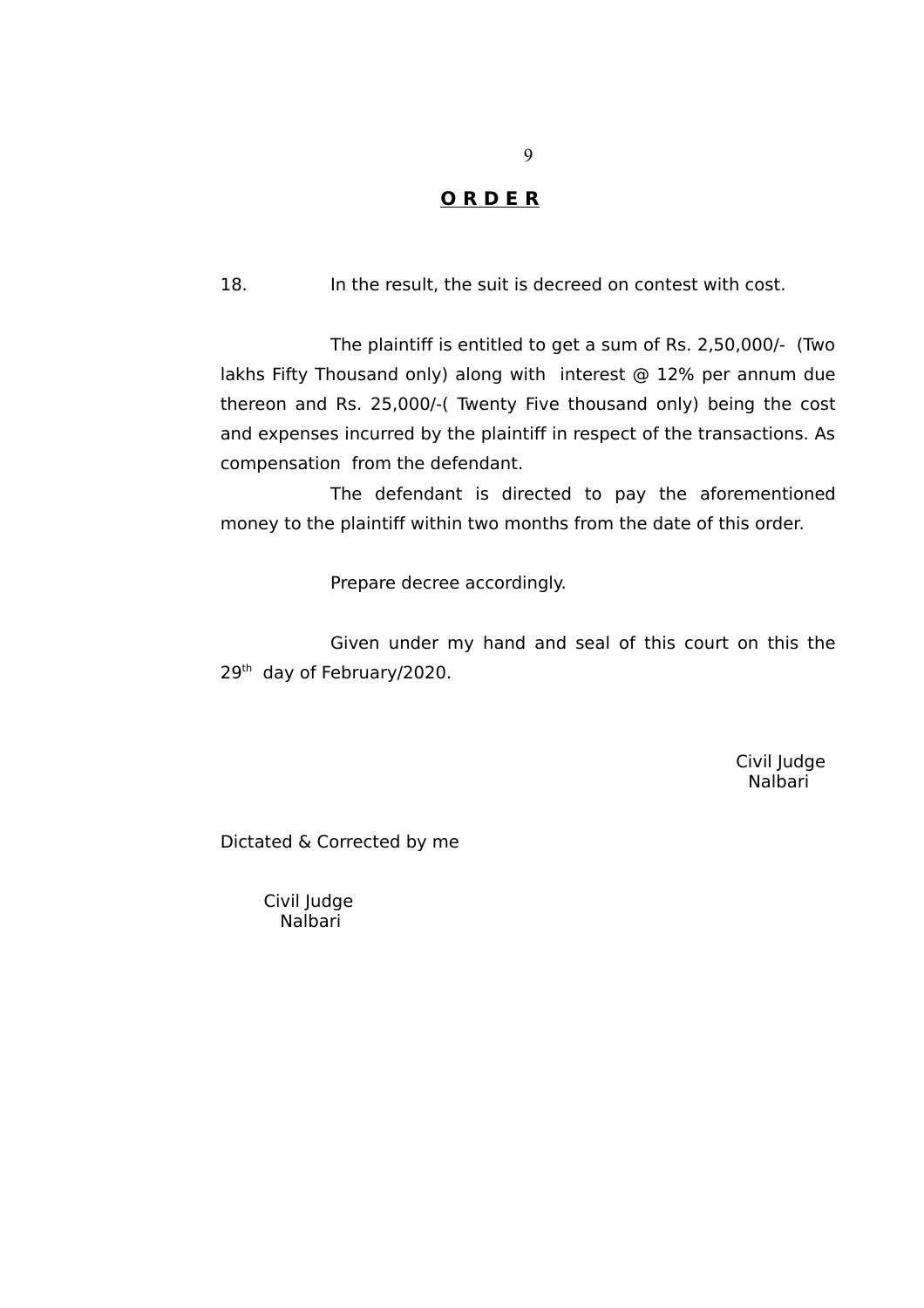## **O R D E R**

18. In the result, the suit is decreed on contest with cost.

The plaintiff is entitled to get a sum of Rs. 2,50,000/- (Two lakhs Fifty Thousand only) along with interest @ 12% per annum due thereon and Rs. 25,000/-( Twenty Five thousand only) being the cost and expenses incurred by the plaintiff in respect of the transactions. As compensation from the defendant.

The defendant is directed to pay the aforementioned money to the plaintiff within two months from the date of this order.

Prepare decree accordingly.

Given under my hand and seal of this court on this the 29th day of February/2020.

Civil Judge
Nalbari

Dictated & Corrected by me

Civil Judge
Nalbari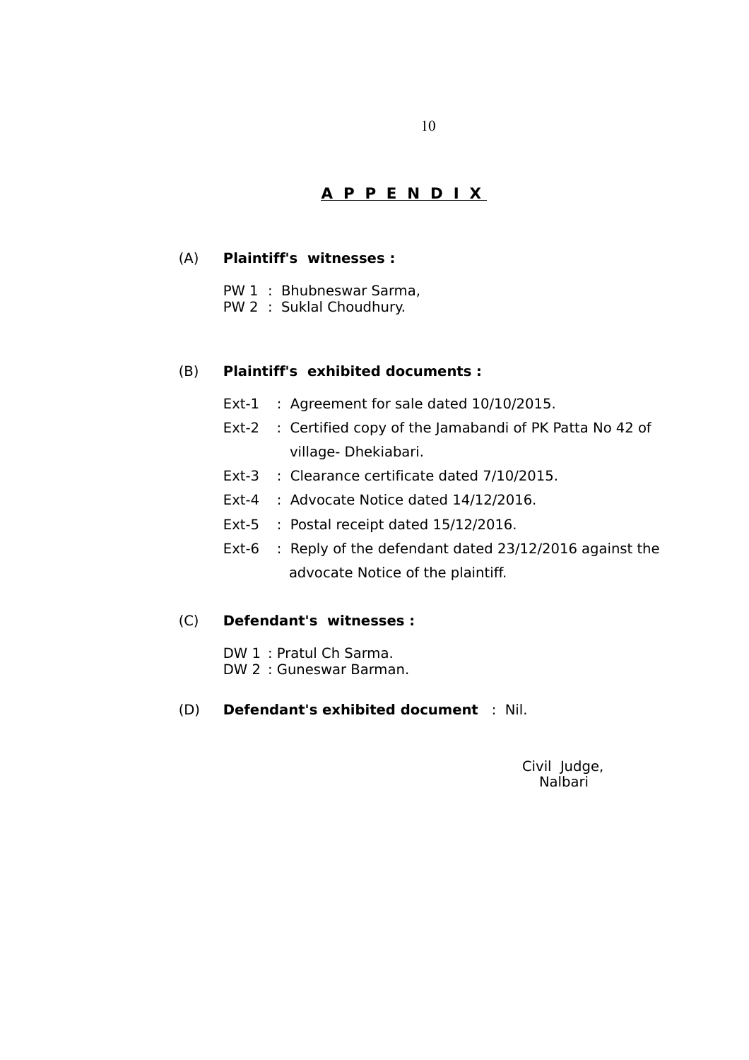# APPENDIX

(A) **Plaintiff's witnesses :**

PW 1 : Bhubneswar Sarma,
PW 2 : Suklal Choudhury.

(B) **Plaintiff's exhibited documents :**

Ext-1 : Agreement for sale dated 10/10/2015.

Ext-2 : Certified copy of the Jamabandi of PK Patta No 42 of village- Dhekiabari.

Ext-3 : Clearance certificate dated 7/10/2015.

Ext-4 : Advocate Notice dated 14/12/2016.

Ext-5 : Postal receipt dated 15/12/2016.

Ext-6 : Reply of the defendant dated 23/12/2016 against the advocate Notice of the plaintiff.

(C) **Defendant's witnesses :**

DW 1 : Pratul Ch Sarma.
DW 2 : Guneswar Barman.

(D) **Defendant's exhibited document** : Nil.

Civil Judge,
Nalbari